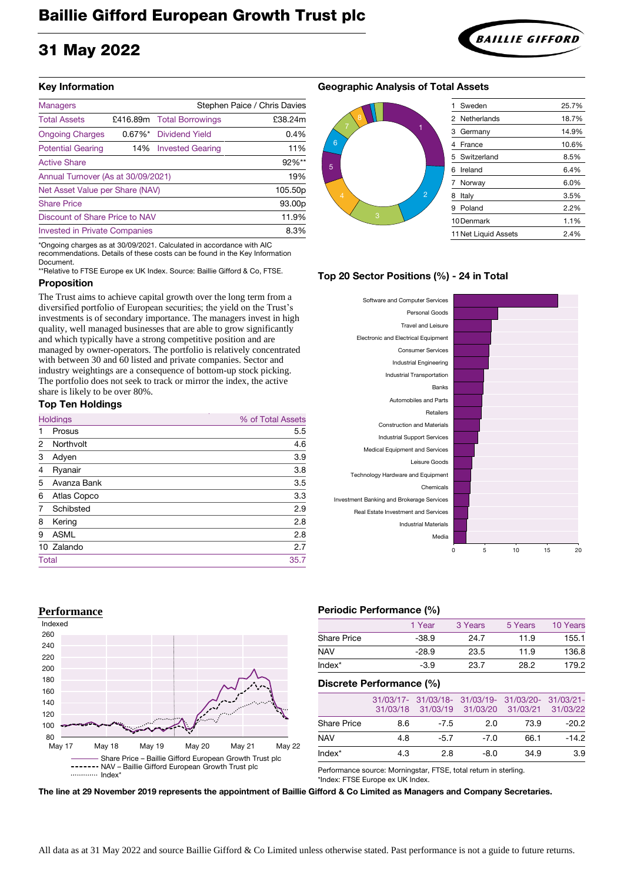# Baillie Gifford European Growth Trust plc

# 31 May 2022

## Key Information

| Managers | | Stephen Paice / Chris Davies | |
|---|---|---|---|
| Total Assets | £416.89m | Total Borrowings | £38.24m |
| Ongoing Charges | 0.67%* | Dividend Yield | 0.4% |
| Potential Gearing | 14% | Invested Gearing | 11% |
| Active Share | | | 92%** |
| Annual Turnover (As at 30/09/2021) | | | 19% |
| Net Asset Value per Share (NAV) | | | 105.50p |
| Share Price | | | 93.00p |
| Discount of Share Price to NAV | | | 11.9% |
| Invested in Private Companies | | | 8.3% |

*Ongoing charges as at 30/09/2021. Calculated in accordance with AIC recommendations. Details of these costs can be found in the Key Information Document.
**Relative to FTSE Europe ex UK Index. Source: Baillie Gifford & Co, FTSE.

## Proposition

The Trust aims to achieve capital growth over the long term from a diversified portfolio of European securities; the yield on the Trust's investments is of secondary importance. The managers invest in high quality, well managed businesses that are able to grow significantly and which typically have a strong competitive position and are managed by owner-operators. The portfolio is relatively concentrated with between 30 and 60 listed and private companies. Sector and industry weightings are a consequence of bottom-up stock picking. The portfolio does not seek to track or mirror the index, the active share is likely to be over 80%.

## Top Ten Holdings

| | Holdings | % of Total Assets |
|---|---|---|
| 1 | Prosus | 5.5 |
| 2 | Northvolt | 4.6 |
| 3 | Adyen | 3.9 |
| 4 | Ryanair | 3.8 |
| 5 | Avanza Bank | 3.5 |
| 6 | Atlas Copco | 3.3 |
| 7 | Schibsted | 2.9 |
| 8 | Kering | 2.8 |
| 9 | ASML | 2.8 |
| 10 | Zalando | 2.7 |
| | Total | 35.7 |

## Geographic Analysis of Total Assets

| | | |
|---|---|---|
| 1 | Sweden | 25.7% |
| 2 | Netherlands | 18.7% |
| 3 | Germany | 14.9% |
| 4 | France | 10.6% |
| 5 | Switzerland | 8.5% |
| 6 | Ireland | 6.4% |
| 7 | Norway | 6.0% |
| 8 | Italy | 3.5% |
| 9 | Poland | 2.2% |
| 10 | Denmark | 1.1% |
| 11 | Net Liquid Assets | 2.4% |

## Top 20 Sector Positions (%) - 24 in Total

- Software and Computer Services
- Personal Goods
- Travel and Leisure
- Electronic and Electrical Equipment
- Consumer Services
- Industrial Engineering
- Industrial Transportation
- Banks
- Automobiles and Parts
- Retailers
- Construction and Materials
- Industrial Support Services
- Medical Equipment and Services
- Leisure Goods
- Technology Hardware and Equipment
- Chemicals
- Investment Banking and Brokerage Services
- Real Estate Investment and Services
- Industrial Materials
- Media

## Performance

Indexed (May 17 – May 22)

Share Price – Baillie Gifford European Growth Trust plc
NAV – Baillie Gifford European Growth Trust plc
Index*

## Periodic Performance (%)

| | 1 Year | 3 Years | 5 Years | 10 Years |
|---|---|---|---|---|
| Share Price | -38.9 | 24.7 | 11.9 | 155.1 |
| NAV | -28.9 | 23.5 | 11.9 | 136.8 |
| Index* | -3.9 | 23.7 | 28.2 | 179.2 |

## Discrete Performance (%)

| | 31/03/17-31/03/18 | 31/03/18-31/03/19 | 31/03/19-31/03/20 | 31/03/20-31/03/21 | 31/03/21-31/03/22 |
|---|---|---|---|---|---|
| Share Price | 8.6 | -7.5 | 2.0 | 73.9 | -20.2 |
| NAV | 4.8 | -5.7 | -7.0 | 66.1 | -14.2 |
| Index* | 4.3 | 2.8 | -8.0 | 34.9 | 3.9 |

Performance source: Morningstar, FTSE, total return in sterling.
*Index: FTSE Europe ex UK Index.

**The line at 29 November 2019 represents the appointment of Baillie Gifford & Co Limited as Managers and Company Secretaries.**

All data as at 31 May 2022 and source Baillie Gifford & Co Limited unless otherwise stated. Past performance is not a guide to future returns.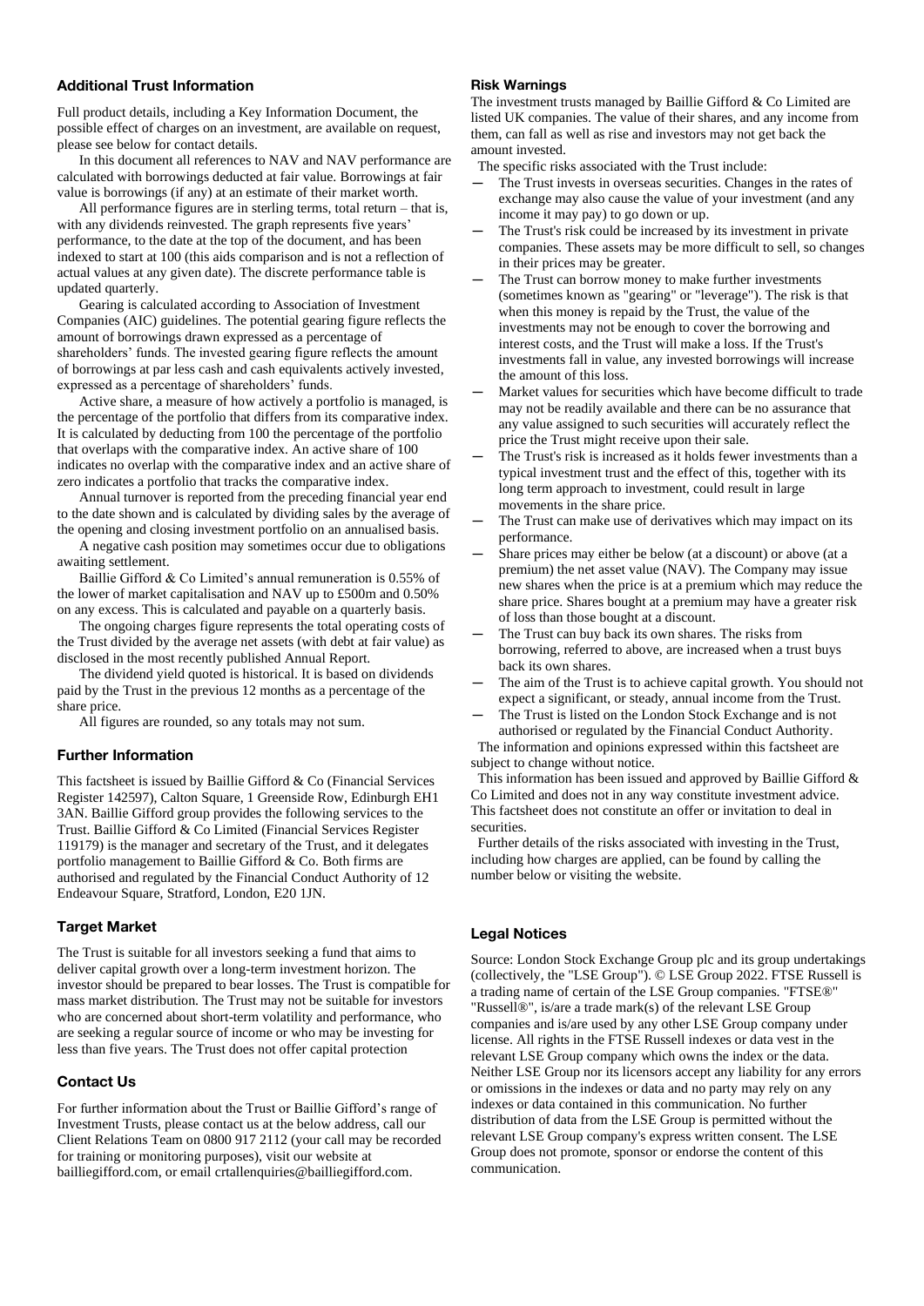## Additional Trust Information

Full product details, including a Key Information Document, the possible effect of charges on an investment, are available on request, please see below for contact details.

In this document all references to NAV and NAV performance are calculated with borrowings deducted at fair value. Borrowings at fair value is borrowings (if any) at an estimate of their market worth.

All performance figures are in sterling terms, total return – that is, with any dividends reinvested. The graph represents five years' performance, to the date at the top of the document, and has been indexed to start at 100 (this aids comparison and is not a reflection of actual values at any given date). The discrete performance table is updated quarterly.

Gearing is calculated according to Association of Investment Companies (AIC) guidelines. The potential gearing figure reflects the amount of borrowings drawn expressed as a percentage of shareholders' funds. The invested gearing figure reflects the amount of borrowings at par less cash and cash equivalents actively invested, expressed as a percentage of shareholders' funds.

Active share, a measure of how actively a portfolio is managed, is the percentage of the portfolio that differs from its comparative index. It is calculated by deducting from 100 the percentage of the portfolio that overlaps with the comparative index. An active share of 100 indicates no overlap with the comparative index and an active share of zero indicates a portfolio that tracks the comparative index.

Annual turnover is reported from the preceding financial year end to the date shown and is calculated by dividing sales by the average of the opening and closing investment portfolio on an annualised basis.

A negative cash position may sometimes occur due to obligations awaiting settlement.

Baillie Gifford & Co Limited's annual remuneration is 0.55% of the lower of market capitalisation and NAV up to £500m and 0.50% on any excess. This is calculated and payable on a quarterly basis.

The ongoing charges figure represents the total operating costs of the Trust divided by the average net assets (with debt at fair value) as disclosed in the most recently published Annual Report.

The dividend yield quoted is historical. It is based on dividends paid by the Trust in the previous 12 months as a percentage of the share price.

All figures are rounded, so any totals may not sum.

## Further Information

This factsheet is issued by Baillie Gifford & Co (Financial Services Register 142597), Calton Square, 1 Greenside Row, Edinburgh EH1 3AN. Baillie Gifford group provides the following services to the Trust. Baillie Gifford & Co Limited (Financial Services Register 119179) is the manager and secretary of the Trust, and it delegates portfolio management to Baillie Gifford & Co. Both firms are authorised and regulated by the Financial Conduct Authority of 12 Endeavour Square, Stratford, London, E20 1JN.

## Target Market

The Trust is suitable for all investors seeking a fund that aims to deliver capital growth over a long-term investment horizon. The investor should be prepared to bear losses. The Trust is compatible for mass market distribution. The Trust may not be suitable for investors who are concerned about short-term volatility and performance, who are seeking a regular source of income or who may be investing for less than five years. The Trust does not offer capital protection

## Contact Us

For further information about the Trust or Baillie Gifford's range of Investment Trusts, please contact us at the below address, call our Client Relations Team on 0800 917 2112 (your call may be recorded for training or monitoring purposes), visit our website at bailliegifford.com, or email crtallenquiries@bailliegifford.com.

## Risk Warnings

The investment trusts managed by Baillie Gifford & Co Limited are listed UK companies. The value of their shares, and any income from them, can fall as well as rise and investors may not get back the amount invested.

The specific risks associated with the Trust include:

- The Trust invests in overseas securities. Changes in the rates of exchange may also cause the value of your investment (and any income it may pay) to go down or up.
- The Trust's risk could be increased by its investment in private companies. These assets may be more difficult to sell, so changes in their prices may be greater.
- The Trust can borrow money to make further investments (sometimes known as "gearing" or "leverage"). The risk is that when this money is repaid by the Trust, the value of the investments may not be enough to cover the borrowing and interest costs, and the Trust will make a loss. If the Trust's investments fall in value, any invested borrowings will increase the amount of this loss.
- Market values for securities which have become difficult to trade may not be readily available and there can be no assurance that any value assigned to such securities will accurately reflect the price the Trust might receive upon their sale.
- The Trust's risk is increased as it holds fewer investments than a typical investment trust and the effect of this, together with its long term approach to investment, could result in large movements in the share price.
- The Trust can make use of derivatives which may impact on its performance.
- Share prices may either be below (at a discount) or above (at a premium) the net asset value (NAV). The Company may issue new shares when the price is at a premium which may reduce the share price. Shares bought at a premium may have a greater risk of loss than those bought at a discount.
- The Trust can buy back its own shares. The risks from borrowing, referred to above, are increased when a trust buys back its own shares.
- The aim of the Trust is to achieve capital growth. You should not expect a significant, or steady, annual income from the Trust.
- The Trust is listed on the London Stock Exchange and is not authorised or regulated by the Financial Conduct Authority.

The information and opinions expressed within this factsheet are subject to change without notice.

This information has been issued and approved by Baillie Gifford & Co Limited and does not in any way constitute investment advice. This factsheet does not constitute an offer or invitation to deal in securities.

Further details of the risks associated with investing in the Trust, including how charges are applied, can be found by calling the number below or visiting the website.

## Legal Notices

Source: London Stock Exchange Group plc and its group undertakings (collectively, the "LSE Group"). © LSE Group 2022. FTSE Russell is a trading name of certain of the LSE Group companies. "FTSE®" "Russell®", is/are a trade mark(s) of the relevant LSE Group companies and is/are used by any other LSE Group company under license. All rights in the FTSE Russell indexes or data vest in the relevant LSE Group company which owns the index or the data. Neither LSE Group nor its licensors accept any liability for any errors or omissions in the indexes or data and no party may rely on any indexes or data contained in this communication. No further distribution of data from the LSE Group is permitted without the relevant LSE Group company's express written consent. The LSE Group does not promote, sponsor or endorse the content of this communication.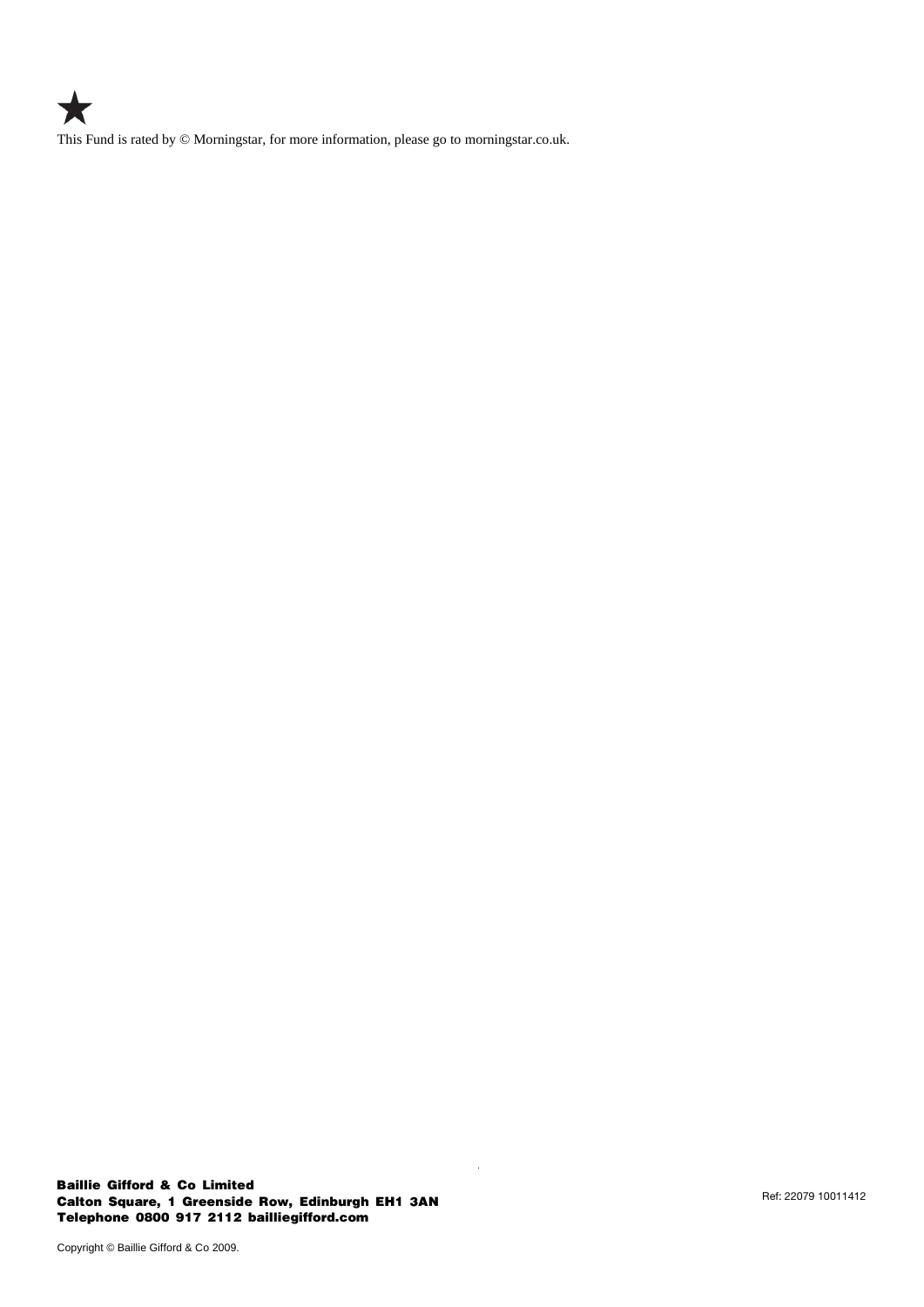★

This Fund is rated by © Morningstar, for more information, please go to morningstar.co.uk.

**Baillie Gifford & Co Limited**
**Calton Square, 1 Greenside Row, Edinburgh EH1 3AN**
**Telephone 0800 917 2112 bailliegifford.com**

Ref: 22079 10011412

Copyright © Baillie Gifford & Co 2009.